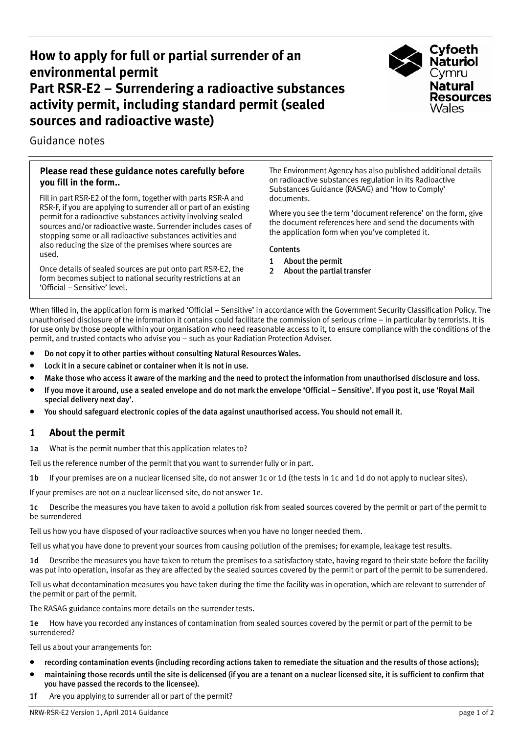# How to apply for full or partial surrender of an environmental permit
# Part RSR-E2 – Surrendering a radioactive substances activity permit, including standard permit (sealed sources and radioactive waste)

Cyfoeth Naturiol Cymru
Natural Resources Wales

Guidance notes

**Please read these guidance notes carefully before you fill in the form..**

Fill in part RSR-E2 of the form, together with parts RSR-A and RSR-F, if you are applying to surrender all or part of an existing permit for a radioactive substances activity involving sealed sources and/or radioactive waste. Surrender includes cases of stopping some or all radioactive substances activities and also reducing the size of the premises where sources are used.

Once details of sealed sources are put onto part RSR-E2, the form becomes subject to national security restrictions at an 'Official – Sensitive' level.

The Environment Agency has also published additional details on radioactive substances regulation in its Radioactive Substances Guidance (RASAG) and 'How to Comply' documents.

Where you see the term 'document reference' on the form, give the document references here and send the documents with the application form when you've completed it.

Contents

1 About the permit
2 About the partial transfer

When filled in, the application form is marked 'Official – Sensitive' in accordance with the Government Security Classification Policy. The unauthorised disclosure of the information it contains could facilitate the commission of serious crime – in particular by terrorists. It is for use only by those people within your organisation who need reasonable access to it, to ensure compliance with the conditions of the permit, and trusted contacts who advise you – such as your Radiation Protection Adviser.

- Do not copy it to other parties without consulting Natural Resources Wales.
- Lock it in a secure cabinet or container when it is not in use.
- Make those who access it aware of the marking and the need to protect the information from unauthorised disclosure and loss.
- If you move it around, use a sealed envelope and do not mark the envelope 'Official – Sensitive'. If you post it, use 'Royal Mail special delivery next day'.
- You should safeguard electronic copies of the data against unauthorised access. You should not email it.

## 1 About the permit

**1a** What is the permit number that this application relates to?

Tell us the reference number of the permit that you want to surrender fully or in part.

**1b** If your premises are on a nuclear licensed site, do not answer 1c or 1d (the tests in 1c and 1d do not apply to nuclear sites).

If your premises are not on a nuclear licensed site, do not answer 1e.

**1c** Describe the measures you have taken to avoid a pollution risk from sealed sources covered by the permit or part of the permit to be surrendered

Tell us how you have disposed of your radioactive sources when you have no longer needed them.

Tell us what you have done to prevent your sources from causing pollution of the premises; for example, leakage test results.

**1d** Describe the measures you have taken to return the premises to a satisfactory state, having regard to their state before the facility was put into operation, insofar as they are affected by the sealed sources covered by the permit or part of the permit to be surrendered.

Tell us what decontamination measures you have taken during the time the facility was in operation, which are relevant to surrender of the permit or part of the permit.

The RASAG guidance contains more details on the surrender tests.

**1e** How have you recorded any instances of contamination from sealed sources covered by the permit or part of the permit to be surrendered?

Tell us about your arrangements for:

- recording contamination events (including recording actions taken to remediate the situation and the results of those actions);
- maintaining those records until the site is delicensed (if you are a tenant on a nuclear licensed site, it is sufficient to confirm that you have passed the records to the licensee).

**1f** Are you applying to surrender all or part of the permit?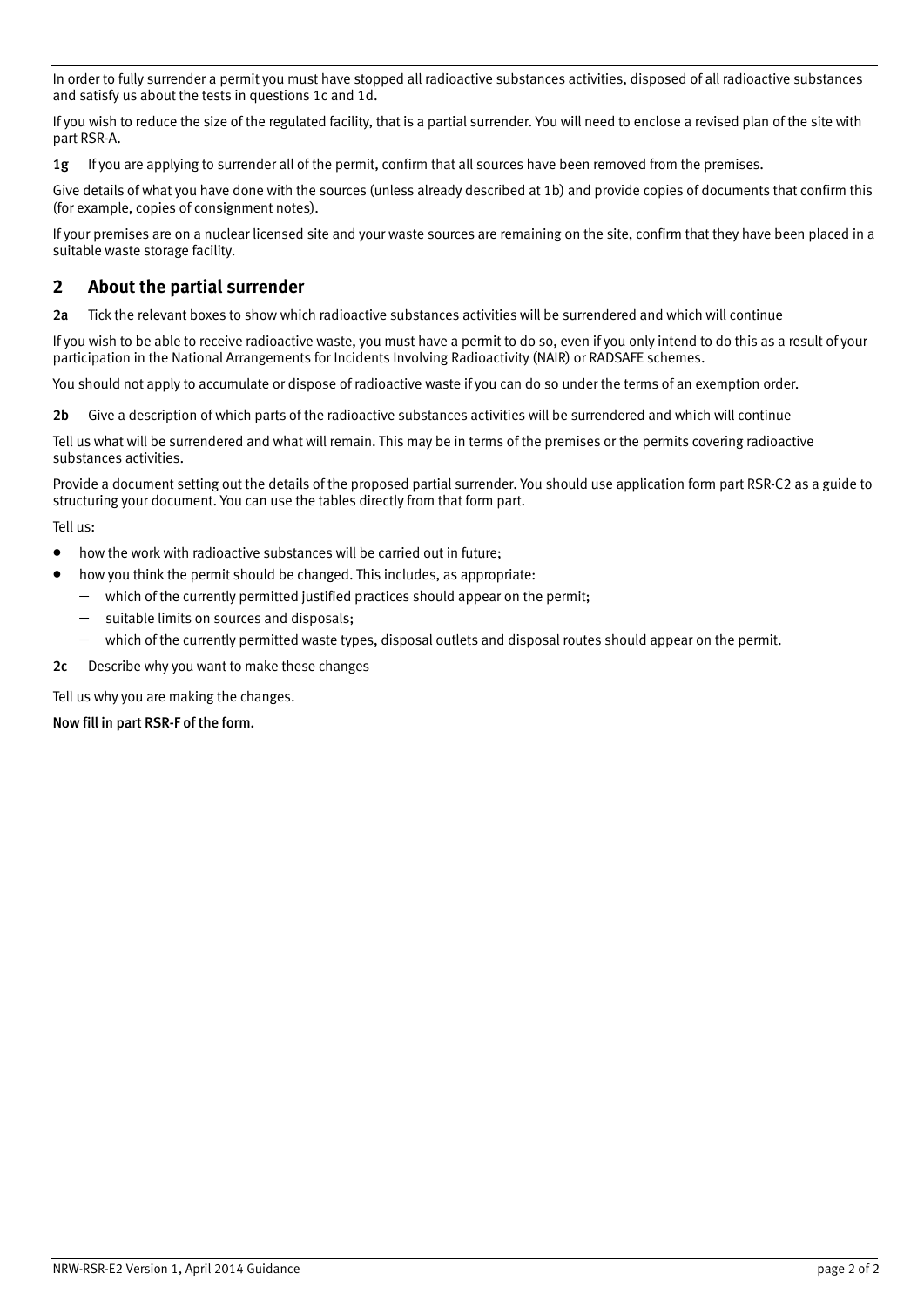In order to fully surrender a permit you must have stopped all radioactive substances activities, disposed of all radioactive substances and satisfy us about the tests in questions 1c and 1d.

If you wish to reduce the size of the regulated facility, that is a partial surrender. You will need to enclose a revised plan of the site with part RSR-A.

**1g** If you are applying to surrender all of the permit, confirm that all sources have been removed from the premises.

Give details of what you have done with the sources (unless already described at 1b) and provide copies of documents that confirm this (for example, copies of consignment notes).

If your premises are on a nuclear licensed site and your waste sources are remaining on the site, confirm that they have been placed in a suitable waste storage facility.

## 2 About the partial surrender

**2a** Tick the relevant boxes to show which radioactive substances activities will be surrendered and which will continue

If you wish to be able to receive radioactive waste, you must have a permit to do so, even if you only intend to do this as a result of your participation in the National Arrangements for Incidents Involving Radioactivity (NAIR) or RADSAFE schemes.

You should not apply to accumulate or dispose of radioactive waste if you can do so under the terms of an exemption order.

**2b** Give a description of which parts of the radioactive substances activities will be surrendered and which will continue

Tell us what will be surrendered and what will remain. This may be in terms of the premises or the permits covering radioactive substances activities.

Provide a document setting out the details of the proposed partial surrender. You should use application form part RSR-C2 as a guide to structuring your document. You can use the tables directly from that form part.

Tell us:

- how the work with radioactive substances will be carried out in future;
- how you think the permit should be changed. This includes, as appropriate:
  - which of the currently permitted justified practices should appear on the permit;
  - suitable limits on sources and disposals;
  - which of the currently permitted waste types, disposal outlets and disposal routes should appear on the permit.

**2c** Describe why you want to make these changes

Tell us why you are making the changes.

**Now fill in part RSR-F of the form.**